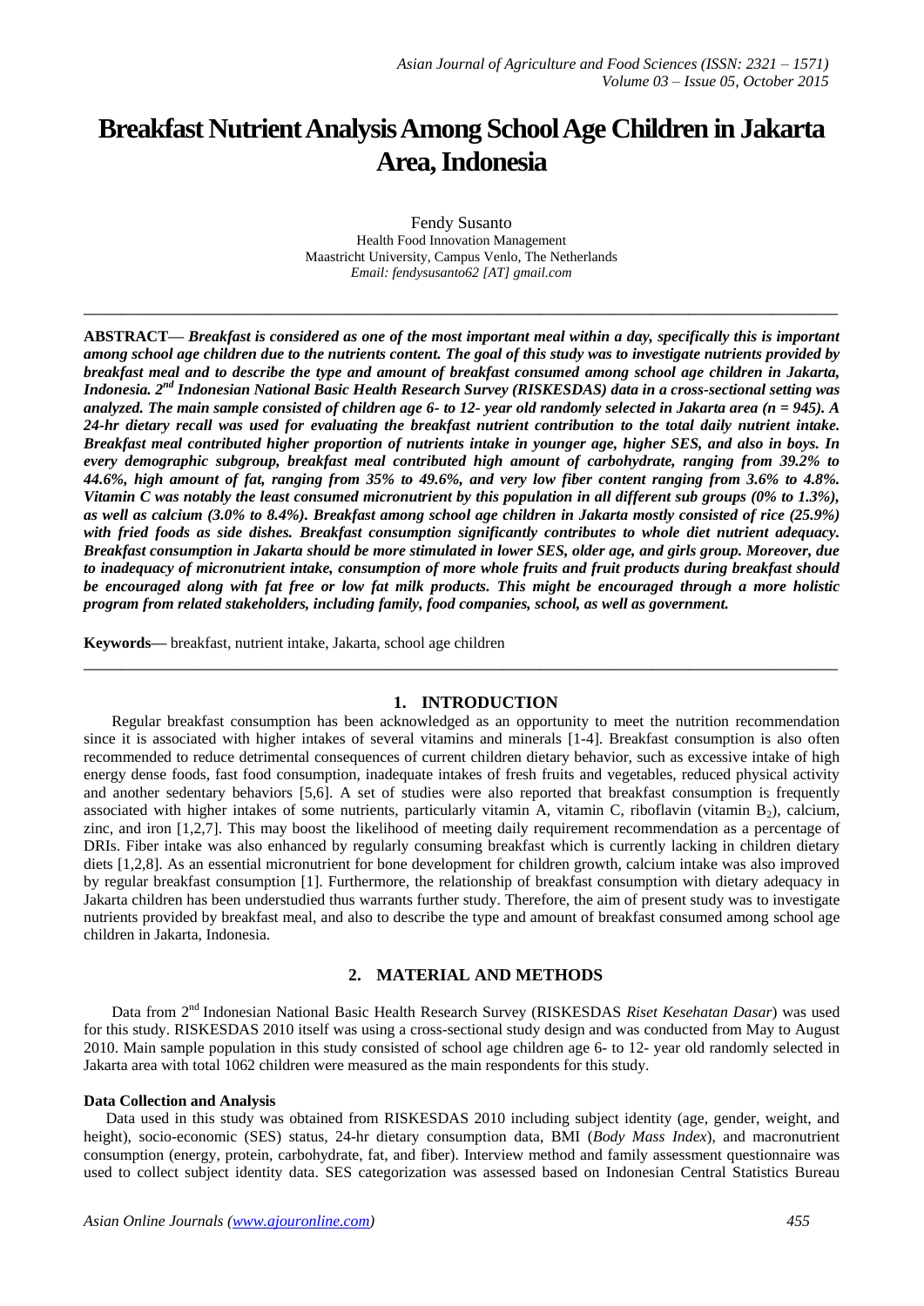# Breakfast Nutrient Analysis Among School Age Children in Jakarta Area, Indonesia

Fendy Susanto
Health Food Innovation Management
Maastricht University, Campus Venlo, The Netherlands
*Email: fendysusanto62 [AT] gmail.com*

---

**ABSTRACT—** ***Breakfast is considered as one of the most important meal within a day, specifically this is important among school age children due to the nutrients content. The goal of this study was to investigate nutrients provided by breakfast meal and to describe the type and amount of breakfast consumed among school age children in Jakarta, Indonesia. 2nd Indonesian National Basic Health Research Survey (RISKESDAS) data in a cross-sectional setting was analyzed. The main sample consisted of children age 6- to 12- year old randomly selected in Jakarta area (n = 945). A 24-hr dietary recall was used for evaluating the breakfast nutrient contribution to the total daily nutrient intake. Breakfast meal contributed higher proportion of nutrients intake in younger age, higher SES, and also in boys. In every demographic subgroup, breakfast meal contributed high amount of carbohydrate, ranging from 39.2% to 44.6%, high amount of fat, ranging from 35% to 49.6%, and very low fiber content ranging from 3.6% to 4.8%. Vitamin C was notably the least consumed micronutrient by this population in all different sub groups (0% to 1.3%), as well as calcium (3.0% to 8.4%). Breakfast among school age children in Jakarta mostly consisted of rice (25.9%) with fried foods as side dishes. Breakfast consumption significantly contributes to whole diet nutrient adequacy. Breakfast consumption in Jakarta should be more stimulated in lower SES, older age, and girls group. Moreover, due to inadequacy of micronutrient intake, consumption of more whole fruits and fruit products during breakfast should be encouraged along with fat free or low fat milk products. This might be encouraged through a more holistic program from related stakeholders, including family, food companies, school, as well as government.***

**Keywords—** breakfast, nutrient intake, Jakarta, school age children

---

## 1. INTRODUCTION

Regular breakfast consumption has been acknowledged as an opportunity to meet the nutrition recommendation since it is associated with higher intakes of several vitamins and minerals [1-4]. Breakfast consumption is also often recommended to reduce detrimental consequences of current children dietary behavior, such as excessive intake of high energy dense foods, fast food consumption, inadequate intakes of fresh fruits and vegetables, reduced physical activity and another sedentary behaviors [5,6]. A set of studies were also reported that breakfast consumption is frequently associated with higher intakes of some nutrients, particularly vitamin A, vitamin C, riboflavin (vitamin $B_2$), calcium, zinc, and iron [1,2,7]. This may boost the likelihood of meeting daily requirement recommendation as a percentage of DRIs. Fiber intake was also enhanced by regularly consuming breakfast which is currently lacking in children dietary diets [1,2,8]. As an essential micronutrient for bone development for children growth, calcium intake was also improved by regular breakfast consumption [1]. Furthermore, the relationship of breakfast consumption with dietary adequacy in Jakarta children has been understudied thus warrants further study. Therefore, the aim of present study was to investigate nutrients provided by breakfast meal, and also to describe the type and amount of breakfast consumed among school age children in Jakarta, Indonesia.

## 2. MATERIAL AND METHODS

Data from 2nd Indonesian National Basic Health Research Survey (RISKESDAS *Riset Kesehatan Dasar*) was used for this study. RISKESDAS 2010 itself was using a cross-sectional study design and was conducted from May to August 2010. Main sample population in this study consisted of school age children age 6- to 12- year old randomly selected in Jakarta area with total 1062 children were measured as the main respondents for this study.

#### Data Collection and Analysis

Data used in this study was obtained from RISKESDAS 2010 including subject identity (age, gender, weight, and height), socio-economic (SES) status, 24-hr dietary consumption data, BMI (*Body Mass Index*), and macronutrient consumption (energy, protein, carbohydrate, fat, and fiber). Interview method and family assessment questionnaire was used to collect subject identity data. SES categorization was assessed based on Indonesian Central Statistics Bureau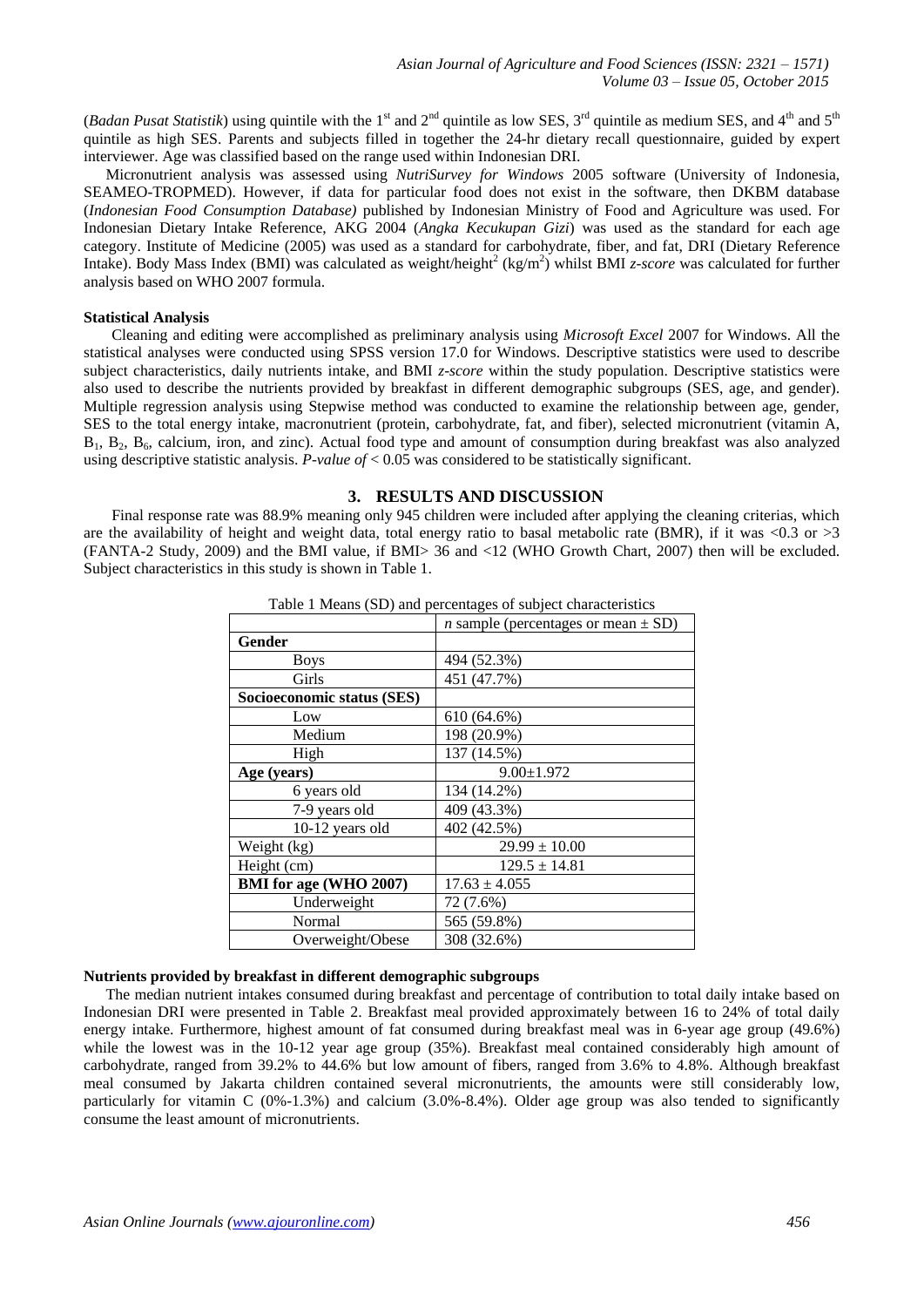(*Badan Pusat Statistik*) using quintile with the 1st and 2nd quintile as low SES, 3rd quintile as medium SES, and 4th and 5th quintile as high SES. Parents and subjects filled in together the 24-hr dietary recall questionnaire, guided by expert interviewer. Age was classified based on the range used within Indonesian DRI.

Micronutrient analysis was assessed using *NutriSurvey for Windows* 2005 software (University of Indonesia, SEAMEO-TROPMED). However, if data for particular food does not exist in the software, then DKBM database (*Indonesian Food Consumption Database)* published by Indonesian Ministry of Food and Agriculture was used. For Indonesian Dietary Intake Reference, AKG 2004 (*Angka Kecukupan Gizi*) was used as the standard for each age category. Institute of Medicine (2005) was used as a standard for carbohydrate, fiber, and fat, DRI (Dietary Reference Intake). Body Mass Index (BMI) was calculated as weight/height$^2$ (kg/m$^2$) whilst BMI *z-score* was calculated for further analysis based on WHO 2007 formula.

**Statistical Analysis**

Cleaning and editing were accomplished as preliminary analysis using *Microsoft Excel* 2007 for Windows. All the statistical analyses were conducted using SPSS version 17.0 for Windows. Descriptive statistics were used to describe subject characteristics, daily nutrients intake, and BMI *z-score* within the study population. Descriptive statistics were also used to describe the nutrients provided by breakfast in different demographic subgroups (SES, age, and gender). Multiple regression analysis using Stepwise method was conducted to examine the relationship between age, gender, SES to the total energy intake, macronutrient (protein, carbohydrate, fat, and fiber), selected micronutrient (vitamin A, $B_1$, $B_2$, $B_6$, calcium, iron, and zinc). Actual food type and amount of consumption during breakfast was also analyzed using descriptive statistic analysis. *P-value of* < 0.05 was considered to be statistically significant.

## 3. RESULTS AND DISCUSSION

Final response rate was 88.9% meaning only 945 children were included after applying the cleaning criterias, which are the availability of height and weight data, total energy ratio to basal metabolic rate (BMR), if it was <0.3 or >3 (FANTA-2 Study, 2009) and the BMI value, if BMI> 36 and <12 (WHO Growth Chart, 2007) then will be excluded. Subject characteristics in this study is shown in Table 1.

Table 1 Means (SD) and percentages of subject characteristics

| | *n* sample (percentages or mean ± SD) |
|---|---|
| **Gender** | |
| Boys | 494 (52.3%) |
| Girls | 451 (47.7%) |
| **Socioeconomic status (SES)** | |
| Low | 610 (64.6%) |
| Medium | 198 (20.9%) |
| High | 137 (14.5%) |
| **Age (years)** | 9.00±1.972 |
| 6 years old | 134 (14.2%) |
| 7-9 years old | 409 (43.3%) |
| 10-12 years old | 402 (42.5%) |
| Weight (kg) | 29.99 ± 10.00 |
| Height (cm) | 129.5 ± 14.81 |
| **BMI for age (WHO 2007)** | 17.63 ± 4.055 |
| Underweight | 72 (7.6%) |
| Normal | 565 (59.8%) |
| Overweight/Obese | 308 (32.6%) |

**Nutrients provided by breakfast in different demographic subgroups**

The median nutrient intakes consumed during breakfast and percentage of contribution to total daily intake based on Indonesian DRI were presented in Table 2. Breakfast meal provided approximately between 16 to 24% of total daily energy intake. Furthermore, highest amount of fat consumed during breakfast meal was in 6-year age group (49.6%) while the lowest was in the 10-12 year age group (35%). Breakfast meal contained considerably high amount of carbohydrate, ranged from 39.2% to 44.6% but low amount of fibers, ranged from 3.6% to 4.8%. Although breakfast meal consumed by Jakarta children contained several micronutrients, the amounts were still considerably low, particularly for vitamin C (0%-1.3%) and calcium (3.0%-8.4%). Older age group was also tended to significantly consume the least amount of micronutrients.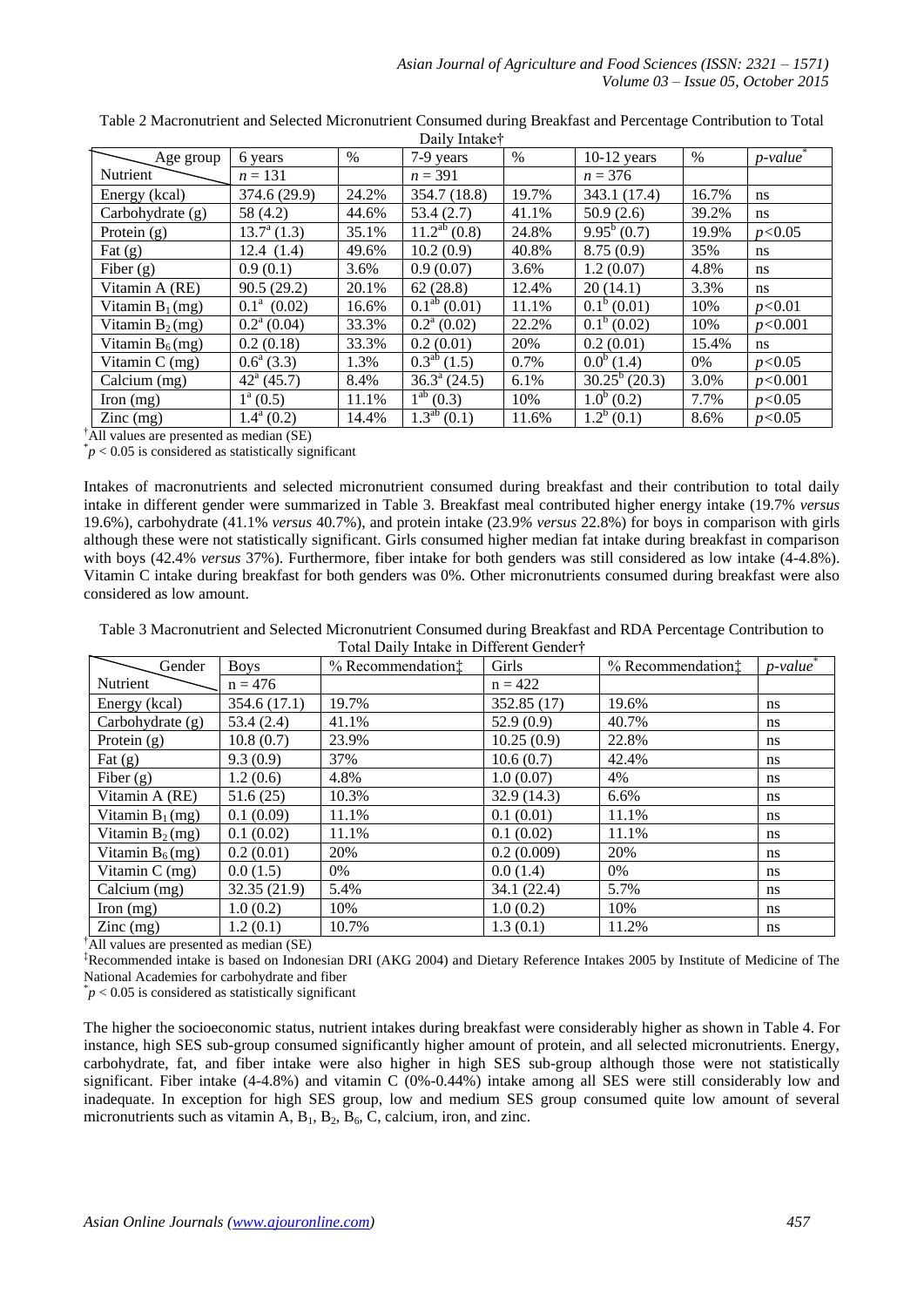Table 2 Macronutrient and Selected Micronutrient Consumed during Breakfast and Percentage Contribution to Total Daily Intake†

| Age group / Nutrient | 6 years $n = 131$ | % | 7-9 years $n = 391$ | % | 10-12 years $n = 376$ | % | *p-value*[*] |
|---|---|---|---|---|---|---|---|
| Energy (kcal) | 374.6 (29.9) | 24.2% | 354.7 (18.8) | 19.7% | 343.1 (17.4) | 16.7% | ns |
| Carbohydrate (g) | 58 (4.2) | 44.6% | 53.4 (2.7) | 41.1% | 50.9 (2.6) | 39.2% | ns |
| Protein (g) | $13.7^{a}$ (1.3) | 35.1% | $11.2^{ab}$ (0.8) | 24.8% | $9.95^{b}$ (0.7) | 19.9% | $p<0.05$ |
| Fat (g) | 12.4 (1.4) | 49.6% | 10.2 (0.9) | 40.8% | 8.75 (0.9) | 35% | ns |
| Fiber (g) | 0.9 (0.1) | 3.6% | 0.9 (0.07) | 3.6% | 1.2 (0.07) | 4.8% | ns |
| Vitamin A (RE) | 90.5 (29.2) | 20.1% | 62 (28.8) | 12.4% | 20 (14.1) | 3.3% | ns |
| Vitamin $B_1$ (mg) | $0.1^{a}$ (0.02) | 16.6% | $0.1^{ab}$ (0.01) | 11.1% | $0.1^{b}$ (0.01) | 10% | $p<0.01$ |
| Vitamin $B_2$ (mg) | $0.2^{a}$ (0.04) | 33.3% | $0.2^{a}$ (0.02) | 22.2% | $0.1^{b}$ (0.02) | 10% | $p<0.001$ |
| Vitamin $B_6$ (mg) | 0.2 (0.18) | 33.3% | 0.2 (0.01) | 20% | 0.2 (0.01) | 15.4% | ns |
| Vitamin C (mg) | $0.6^{a}$ (3.3) | 1.3% | $0.3^{ab}$ (1.5) | 0.7% | $0.0^{b}$ (1.4) | 0% | $p<0.05$ |
| Calcium (mg) | $42^{a}$ (45.7) | 8.4% | $36.3^{a}$ (24.5) | 6.1% | $30.25^{b}$ (20.3) | 3.0% | $p<0.001$ |
| Iron (mg) | $1^{a}$ (0.5) | 11.1% | $1^{ab}$ (0.3) | 10% | $1.0^{b}$ (0.2) | 7.7% | $p<0.05$ |
| Zinc (mg) | $1.4^{a}$ (0.2) | 14.4% | $1.3^{ab}$ (0.1) | 11.6% | $1.2^{b}$ (0.1) | 8.6% | $p<0.05$ |

†All values are presented as median (SE)

*$p < 0.05$ is considered as statistically significant

Intakes of macronutrients and selected micronutrient consumed during breakfast and their contribution to total daily intake in different gender were summarized in Table 3. Breakfast meal contributed higher energy intake (19.7% *versus* 19.6%), carbohydrate (41.1% *versus* 40.7%), and protein intake (23.9% *versus* 22.8%) for boys in comparison with girls although these were not statistically significant. Girls consumed higher median fat intake during breakfast in comparison with boys (42.4% *versus* 37%). Furthermore, fiber intake for both genders was still considered as low intake (4-4.8%). Vitamin C intake during breakfast for both genders was 0%. Other micronutrients consumed during breakfast were also considered as low amount.

Table 3 Macronutrient and Selected Micronutrient Consumed during Breakfast and RDA Percentage Contribution to Total Daily Intake in Different Gender†

| Gender / Nutrient | Boys $n = 476$ | % Recommendation‡ | Girls $n = 422$ | % Recommendation‡ | *p-value*[*] |
|---|---|---|---|---|---|
| Energy (kcal) | 354.6 (17.1) | 19.7% | 352.85 (17) | 19.6% | ns |
| Carbohydrate (g) | 53.4 (2.4) | 41.1% | 52.9 (0.9) | 40.7% | ns |
| Protein (g) | 10.8 (0.7) | 23.9% | 10.25 (0.9) | 22.8% | ns |
| Fat (g) | 9.3 (0.9) | 37% | 10.6 (0.7) | 42.4% | ns |
| Fiber (g) | 1.2 (0.6) | 4.8% | 1.0 (0.07) | 4% | ns |
| Vitamin A (RE) | 51.6 (25) | 10.3% | 32.9 (14.3) | 6.6% | ns |
| Vitamin $B_1$ (mg) | 0.1 (0.09) | 11.1% | 0.1 (0.01) | 11.1% | ns |
| Vitamin $B_2$ (mg) | 0.1 (0.02) | 11.1% | 0.1 (0.02) | 11.1% | ns |
| Vitamin $B_6$ (mg) | 0.2 (0.01) | 20% | 0.2 (0.009) | 20% | ns |
| Vitamin C (mg) | 0.0 (1.5) | 0% | 0.0 (1.4) | 0% | ns |
| Calcium (mg) | 32.35 (21.9) | 5.4% | 34.1 (22.4) | 5.7% | ns |
| Iron (mg) | 1.0 (0.2) | 10% | 1.0 (0.2) | 10% | ns |
| Zinc (mg) | 1.2 (0.1) | 10.7% | 1.3 (0.1) | 11.2% | ns |

†All values are presented as median (SE)

‡Recommended intake is based on Indonesian DRI (AKG 2004) and Dietary Reference Intakes 2005 by Institute of Medicine of The National Academies for carbohydrate and fiber

*$p < 0.05$ is considered as statistically significant

The higher the socioeconomic status, nutrient intakes during breakfast were considerably higher as shown in Table 4. For instance, high SES sub-group consumed significantly higher amount of protein, and all selected micronutrients. Energy, carbohydrate, fat, and fiber intake were also higher in high SES sub-group although those were not statistically significant. Fiber intake (4-4.8%) and vitamin C (0%-0.44%) intake among all SES were still considerably low and inadequate. In exception for high SES group, low and medium SES group consumed quite low amount of several micronutrients such as vitamin A, $B_1$, $B_2$, $B_6$, C, calcium, iron, and zinc.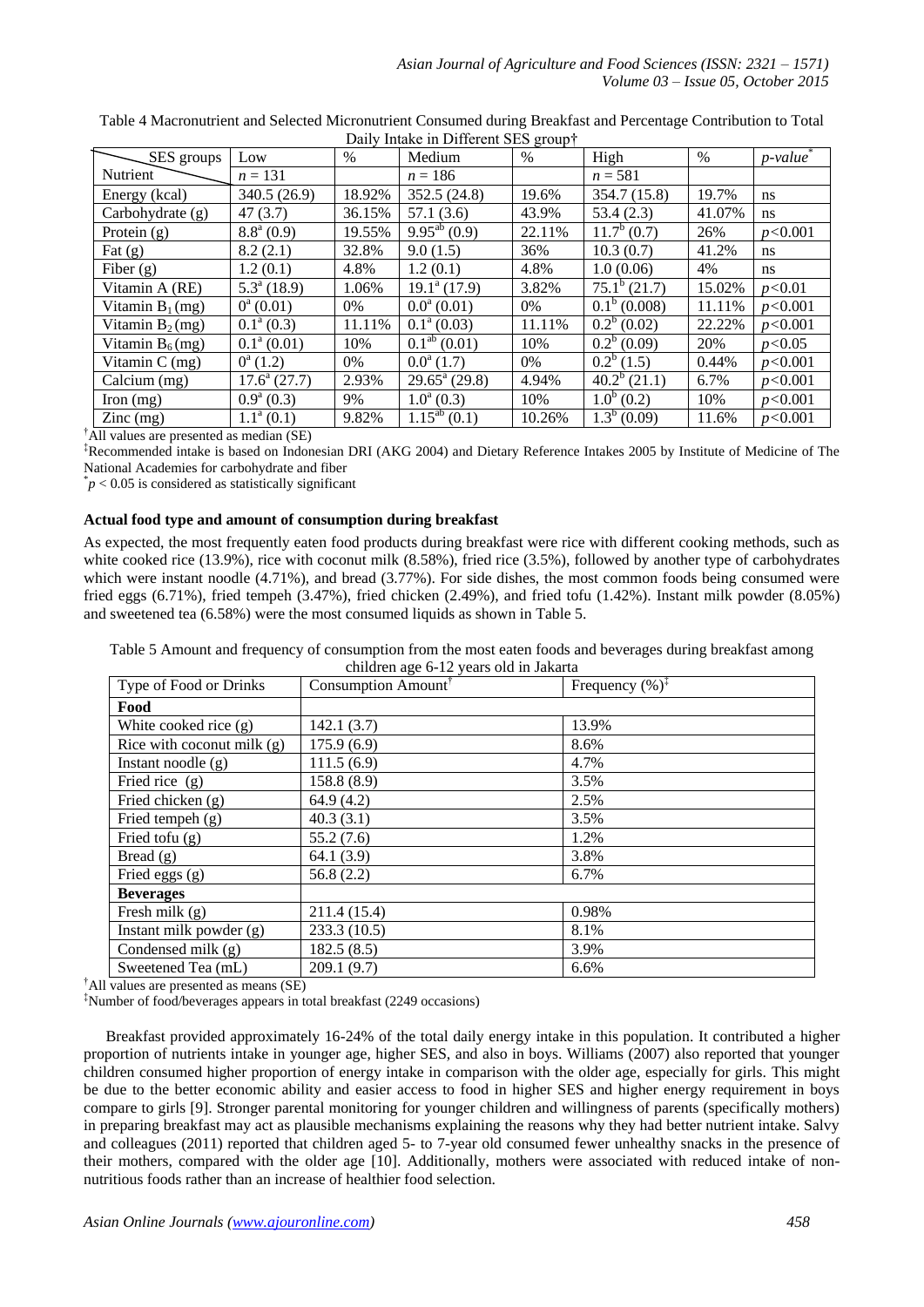Table 4 Macronutrient and Selected Micronutrient Consumed during Breakfast and Percentage Contribution to Total Daily Intake in Different SES group†

| SES groups / Nutrient | Low $n = 131$ | % | Medium $n = 186$ | % | High $n = 581$ | % | *p-value*[*] |
|---|---|---|---|---|---|---|---|
| Energy (kcal) | 340.5 (26.9) | 18.92% | 352.5 (24.8) | 19.6% | 354.7 (15.8) | 19.7% | ns |
| Carbohydrate (g) | 47 (3.7) | 36.15% | 57.1 (3.6) | 43.9% | 53.4 (2.3) | 41.07% | ns |
| Protein (g) | $8.8^a$ (0.9) | 19.55% | $9.95^{ab}$ (0.9) | 22.11% | $11.7^b$ (0.7) | 26% | $p<0.001$ |
| Fat (g) | 8.2 (2.1) | 32.8% | 9.0 (1.5) | 36% | 10.3 (0.7) | 41.2% | ns |
| Fiber (g) | 1.2 (0.1) | 4.8% | 1.2 (0.1) | 4.8% | 1.0 (0.06) | 4% | ns |
| Vitamin A (RE) | $5.3^a$ (18.9) | 1.06% | $19.1^a$ (17.9) | 3.82% | $75.1^b$ (21.7) | 15.02% | $p<0.01$ |
| Vitamin $B_1$ (mg) | $0^a$ (0.01) | 0% | $0.0^a$ (0.01) | 0% | $0.1^b$ (0.008) | 11.11% | $p<0.001$ |
| Vitamin $B_2$ (mg) | $0.1^a$ (0.3) | 11.11% | $0.1^a$ (0.03) | 11.11% | $0.2^b$ (0.02) | 22.22% | $p<0.001$ |
| Vitamin $B_6$ (mg) | $0.1^a$ (0.01) | 10% | $0.1^{ab}$ (0.01) | 10% | $0.2^b$ (0.09) | 20% | $p<0.05$ |
| Vitamin C (mg) | $0^a$ (1.2) | 0% | $0.0^a$ (1.7) | 0% | $0.2^b$ (1.5) | 0.44% | $p<0.001$ |
| Calcium (mg) | $17.6^a$ (27.7) | 2.93% | $29.65^a$ (29.8) | 4.94% | $40.2^b$ (21.1) | 6.7% | $p<0.001$ |
| Iron (mg) | $0.9^a$ (0.3) | 9% | $1.0^a$ (0.3) | 10% | $1.0^b$ (0.2) | 10% | $p<0.001$ |
| Zinc (mg) | $1.1^a$ (0.1) | 9.82% | $1.15^{ab}$ (0.1) | 10.26% | $1.3^b$ (0.09) | 11.6% | $p<0.001$ |

†All values are presented as median (SE)

‡Recommended intake is based on Indonesian DRI (AKG 2004) and Dietary Reference Intakes 2005 by Institute of Medicine of The National Academies for carbohydrate and fiber

*$p < 0.05$ is considered as statistically significant

### Actual food type and amount of consumption during breakfast

As expected, the most frequently eaten food products during breakfast were rice with different cooking methods, such as white cooked rice (13.9%), rice with coconut milk (8.58%), fried rice (3.5%), followed by another type of carbohydrates which were instant noodle (4.71%), and bread (3.77%). For side dishes, the most common foods being consumed were fried eggs (6.71%), fried tempeh (3.47%), fried chicken (2.49%), and fried tofu (1.42%). Instant milk powder (8.05%) and sweetened tea (6.58%) were the most consumed liquids as shown in Table 5.

Table 5 Amount and frequency of consumption from the most eaten foods and beverages during breakfast among children age 6-12 years old in Jakarta

| Type of Food or Drinks | Consumption Amount† | Frequency (%)‡ |
|---|---|---|
| **Food** | | |
| White cooked rice (g) | 142.1 (3.7) | 13.9% |
| Rice with coconut milk (g) | 175.9 (6.9) | 8.6% |
| Instant noodle (g) | 111.5 (6.9) | 4.7% |
| Fried rice (g) | 158.8 (8.9) | 3.5% |
| Fried chicken (g) | 64.9 (4.2) | 2.5% |
| Fried tempeh (g) | 40.3 (3.1) | 3.5% |
| Fried tofu (g) | 55.2 (7.6) | 1.2% |
| Bread (g) | 64.1 (3.9) | 3.8% |
| Fried eggs (g) | 56.8 (2.2) | 6.7% |
| **Beverages** | | |
| Fresh milk (g) | 211.4 (15.4) | 0.98% |
| Instant milk powder (g) | 233.3 (10.5) | 8.1% |
| Condensed milk (g) | 182.5 (8.5) | 3.9% |
| Sweetened Tea (mL) | 209.1 (9.7) | 6.6% |

†All values are presented as means (SE)

‡Number of food/beverages appears in total breakfast (2249 occasions)

Breakfast provided approximately 16-24% of the total daily energy intake in this population. It contributed a higher proportion of nutrients intake in younger age, higher SES, and also in boys. Williams (2007) also reported that younger children consumed higher proportion of energy intake in comparison with the older age, especially for girls. This might be due to the better economic ability and easier access to food in higher SES and higher energy requirement in boys compare to girls [9]. Stronger parental monitoring for younger children and willingness of parents (specifically mothers) in preparing breakfast may act as plausible mechanisms explaining the reasons why they had better nutrient intake. Salvy and colleagues (2011) reported that children aged 5- to 7-year old consumed fewer unhealthy snacks in the presence of their mothers, compared with the older age [10]. Additionally, mothers were associated with reduced intake of non-nutritious foods rather than an increase of healthier food selection.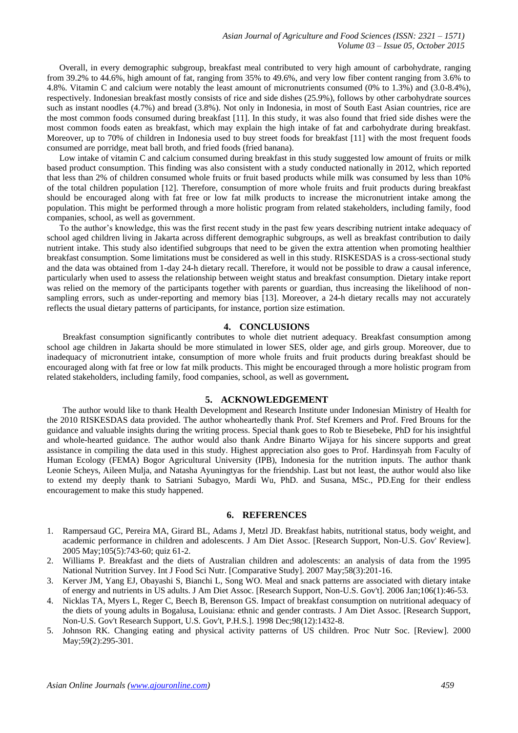Overall, in every demographic subgroup, breakfast meal contributed to very high amount of carbohydrate, ranging from 39.2% to 44.6%, high amount of fat, ranging from 35% to 49.6%, and very low fiber content ranging from 3.6% to 4.8%. Vitamin C and calcium were notably the least amount of micronutrients consumed (0% to 1.3%) and (3.0-8.4%), respectively. Indonesian breakfast mostly consists of rice and side dishes (25.9%), follows by other carbohydrate sources such as instant noodles (4.7%) and bread (3.8%). Not only in Indonesia, in most of South East Asian countries, rice are the most common foods consumed during breakfast [11]. In this study, it was also found that fried side dishes were the most common foods eaten as breakfast, which may explain the high intake of fat and carbohydrate during breakfast. Moreover, up to 70% of children in Indonesia used to buy street foods for breakfast [11] with the most frequent foods consumed are porridge, meat ball broth, and fried foods (fried banana).

Low intake of vitamin C and calcium consumed during breakfast in this study suggested low amount of fruits or milk based product consumption. This finding was also consistent with a study conducted nationally in 2012, which reported that less than 2% of children consumed whole fruits or fruit based products while milk was consumed by less than 10% of the total children population [12]. Therefore, consumption of more whole fruits and fruit products during breakfast should be encouraged along with fat free or low fat milk products to increase the micronutrient intake among the population. This might be performed through a more holistic program from related stakeholders, including family, food companies, school, as well as government.

To the author's knowledge, this was the first recent study in the past few years describing nutrient intake adequacy of school aged children living in Jakarta across different demographic subgroups, as well as breakfast contribution to daily nutrient intake. This study also identified subgroups that need to be given the extra attention when promoting healthier breakfast consumption. Some limitations must be considered as well in this study. RISKESDAS is a cross-sectional study and the data was obtained from 1-day 24-h dietary recall. Therefore, it would not be possible to draw a causal inference, particularly when used to assess the relationship between weight status and breakfast consumption. Dietary intake report was relied on the memory of the participants together with parents or guardian, thus increasing the likelihood of non-sampling errors, such as under-reporting and memory bias [13]. Moreover, a 24-h dietary recalls may not accurately reflects the usual dietary patterns of participants, for instance, portion size estimation.

## 4. CONCLUSIONS

Breakfast consumption significantly contributes to whole diet nutrient adequacy. Breakfast consumption among school age children in Jakarta should be more stimulated in lower SES, older age, and girls group. Moreover, due to inadequacy of micronutrient intake, consumption of more whole fruits and fruit products during breakfast should be encouraged along with fat free or low fat milk products. This might be encouraged through a more holistic program from related stakeholders, including family, food companies, school, as well as government**.**

## 5. ACKNOWLEDGEMENT

The author would like to thank Health Development and Research Institute under Indonesian Ministry of Health for the 2010 RISKESDAS data provided. The author whoheartedly thank Prof. Stef Kremers and Prof. Fred Brouns for the guidance and valuable insights during the writing process. Special thank goes to Rob te Biesebeke, PhD for his insightful and whole-hearted guidance. The author would also thank Andre Binarto Wijaya for his sincere supports and great assistance in compiling the data used in this study. Highest appreciation also goes to Prof. Hardinsyah from Faculty of Human Ecology (FEMA) Bogor Agricultural University (IPB), Indonesia for the nutrition inputs. The author thank Leonie Scheys, Aileen Mulja, and Natasha Ayuningtyas for the friendship. Last but not least, the author would also like to extend my deeply thank to Satriani Subagyo, Mardi Wu, PhD. and Susana, MSc., PD.Eng for their endless encouragement to make this study happened.

## 6. REFERENCES

1. Rampersaud GC, Pereira MA, Girard BL, Adams J, Metzl JD. Breakfast habits, nutritional status, body weight, and academic performance in children and adolescents. J Am Diet Assoc. [Research Support, Non-U.S. Gov' Review]. 2005 May;105(5):743-60; quiz 61-2.
2. Williams P. Breakfast and the diets of Australian children and adolescents: an analysis of data from the 1995 National Nutrition Survey. Int J Food Sci Nutr. [Comparative Study]. 2007 May;58(3):201-16.
3. Kerver JM, Yang EJ, Obayashi S, Bianchi L, Song WO. Meal and snack patterns are associated with dietary intake of energy and nutrients in US adults. J Am Diet Assoc. [Research Support, Non-U.S. Gov't]. 2006 Jan;106(1):46-53.
4. Nicklas TA, Myers L, Reger C, Beech B, Berenson GS. Impact of breakfast consumption on nutritional adequacy of the diets of young adults in Bogalusa, Louisiana: ethnic and gender contrasts. J Am Diet Assoc. [Research Support, Non-U.S. Gov't Research Support, U.S. Gov't, P.H.S.]. 1998 Dec;98(12):1432-8.
5. Johnson RK. Changing eating and physical activity patterns of US children. Proc Nutr Soc. [Review]. 2000 May;59(2):295-301.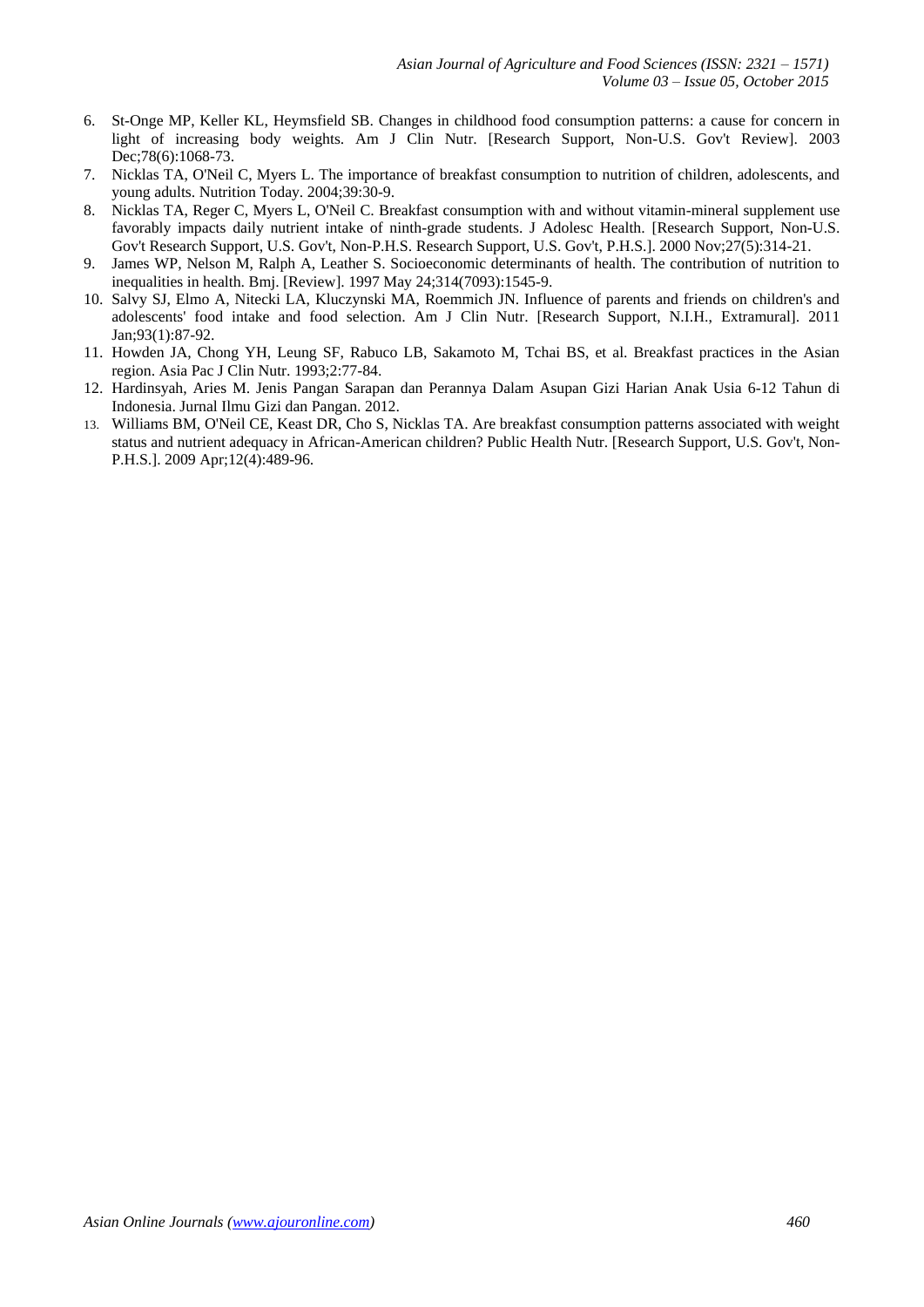6. St-Onge MP, Keller KL, Heymsfield SB. Changes in childhood food consumption patterns: a cause for concern in light of increasing body weights. Am J Clin Nutr. [Research Support, Non-U.S. Gov't Review]. 2003 Dec;78(6):1068-73.
7. Nicklas TA, O'Neil C, Myers L. The importance of breakfast consumption to nutrition of children, adolescents, and young adults. Nutrition Today. 2004;39:30-9.
8. Nicklas TA, Reger C, Myers L, O'Neil C. Breakfast consumption with and without vitamin-mineral supplement use favorably impacts daily nutrient intake of ninth-grade students. J Adolesc Health. [Research Support, Non-U.S. Gov't Research Support, U.S. Gov't, Non-P.H.S. Research Support, U.S. Gov't, P.H.S.]. 2000 Nov;27(5):314-21.
9. James WP, Nelson M, Ralph A, Leather S. Socioeconomic determinants of health. The contribution of nutrition to inequalities in health. Bmj. [Review]. 1997 May 24;314(7093):1545-9.
10. Salvy SJ, Elmo A, Nitecki LA, Kluczynski MA, Roemmich JN. Influence of parents and friends on children's and adolescents' food intake and food selection. Am J Clin Nutr. [Research Support, N.I.H., Extramural]. 2011 Jan;93(1):87-92.
11. Howden JA, Chong YH, Leung SF, Rabuco LB, Sakamoto M, Tchai BS, et al. Breakfast practices in the Asian region. Asia Pac J Clin Nutr. 1993;2:77-84.
12. Hardinsyah, Aries M. Jenis Pangan Sarapan dan Perannya Dalam Asupan Gizi Harian Anak Usia 6-12 Tahun di Indonesia. Jurnal Ilmu Gizi dan Pangan. 2012.
13. Williams BM, O'Neil CE, Keast DR, Cho S, Nicklas TA. Are breakfast consumption patterns associated with weight status and nutrient adequacy in African-American children? Public Health Nutr. [Research Support, U.S. Gov't, Non-P.H.S.]. 2009 Apr;12(4):489-96.